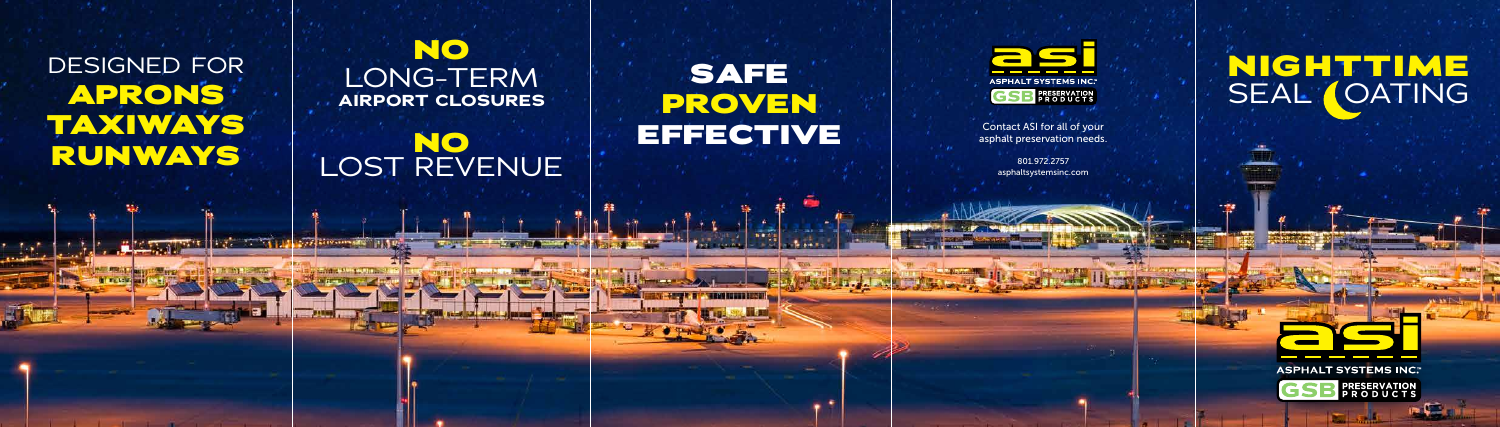## DESIGNED FOR **APRONS TAXIWAYS RUNWAYS**

## **NO** LONG-TERM **AIRPORT CLOSURES**

## **NO** LOST REVENUE

## **SAFE PROVEN EFFECTIVE**

ASPHALT SYSTEMS INC.

GSB PRESERVATION PRODUCTS

Contact ASI for all of your asphalt preservation needs.

801.972.2757
asphaltsystemsinc.com

# **NIGHTTIME** SEAL COATING

ASPHALT SYSTEMS INC.

GSB PRESERVATION PRODUCTS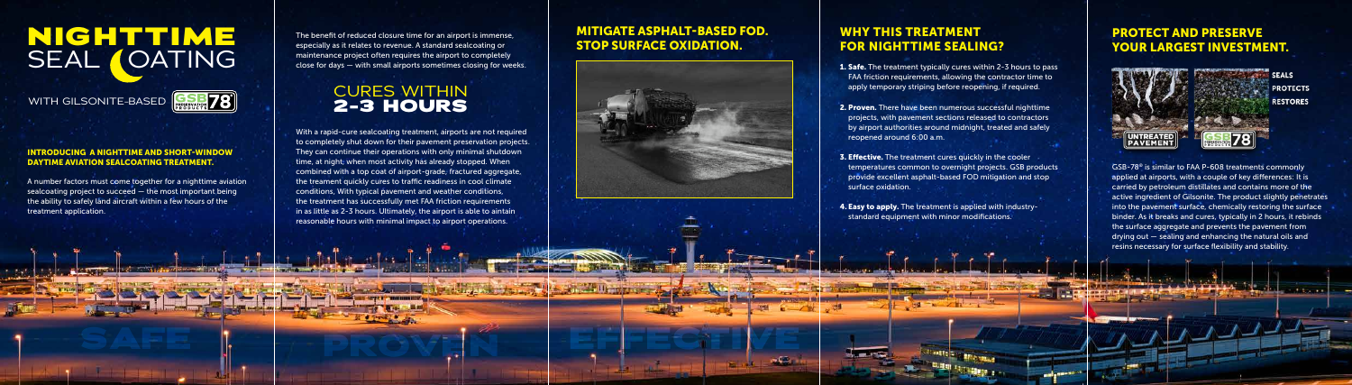# NIGHTTIME SEAL COATING

WITH GILSONITE-BASED GSB 78

### INTRODUCING A NIGHTTIME AND SHORT-WINDOW DAYTIME AVIATION SEALCOATING TREATMENT.

A number factors must come together for a nighttime aviation sealcoating project to succeed — the most important being the ability to safely land aircraft within a few hours of the treatment application.

The benefit of reduced closure time for an airport is immense, especially as it relates to revenue. A standard sealcoating or maintenance project often requires the airport to completely close for days — with small airports sometimes closing for weeks.

## CURES WITHIN 2-3 HOURS

With a rapid-cure sealcoating treatment, airports are not required to completely shut down for their pavement preservation projects. They can continue their operations with only minimal shutdown time, at night, when most activity has already stopped. When combined with a top coat of airport-grade, fractured aggregate, the treatment quickly cures to traffic readiness in cool climate conditions. With typical pavement and weather conditions, the treatment has successfully met FAA friction requirements in as little as 2-3 hours. Ultimately, the airport is able to aintain reasonable hours with minimal impact to airport operations.

## MITIGATE ASPHALT-BASED FOD. STOP SURFACE OXIDATION.

## WHY THIS TREATMENT FOR NIGHTTIME SEALING?

1. **Safe.** The treatment typically cures within 2-3 hours to pass FAA friction requirements, allowing the contractor time to apply temporary striping before reopening, if required.
2. **Proven.** There have been numerous successful nighttime projects, with pavement sections released to contractors by airport authorities around midnight, treated and safely reopened around 6:00 a.m.
3. **Effective.** The treatment cures quickly in the cooler temperatures common to overnight projects. GSB products provide excellent asphalt-based FOD mitigation and stop surface oxidation.
4. **Easy to apply.** The treatment is applied with industry-standard equipment with minor modifications.

## PROTECT AND PRESERVE YOUR LARGEST INVESTMENT.

UNTREATED PAVEMENT

GSB 78

SEALS
PROTECTS
RESTORES

GSB-78® is similar to FAA P-608 treatments commonly applied at airports, with a couple of key differences: It is carried by petroleum distillates and contains more of the active ingredient of Gilsonite. The product slightly penetrates into the pavement surface, chemically restoring the surface binder. As it breaks and cures, typically in 2 hours, it rebinds the surface aggregate and prevents the pavement from drying out — sealing and enhancing the natural oils and resins necessary for surface flexibility and stability.

SAFE PROVEN EFFECTIVE